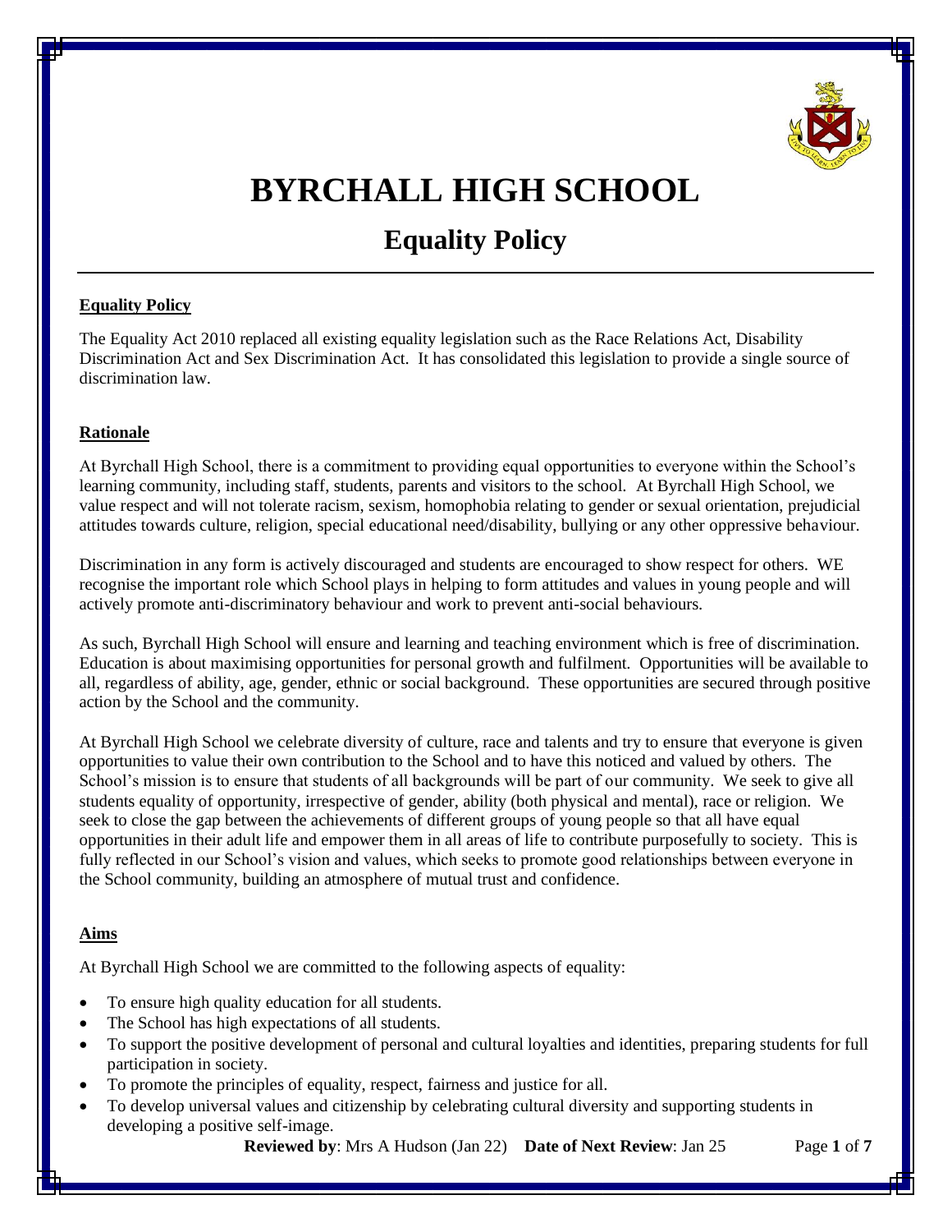# BYRCHALL HIGH SCHOOL

## Equality Policy

**Equality Policy**

The Equality Act 2010 replaced all existing equality legislation such as the Race Relations Act, Disability Discrimination Act and Sex Discrimination Act. It has consolidated this legislation to provide a single source of discrimination law.

**Rationale**

At Byrchall High School, there is a commitment to providing equal opportunities to everyone within the School's learning community, including staff, students, parents and visitors to the school. At Byrchall High School, we value respect and will not tolerate racism, sexism, homophobia relating to gender or sexual orientation, prejudicial attitudes towards culture, religion, special educational need/disability, bullying or any other oppressive behaviour.

Discrimination in any form is actively discouraged and students are encouraged to show respect for others. WE recognise the important role which School plays in helping to form attitudes and values in young people and will actively promote anti-discriminatory behaviour and work to prevent anti-social behaviours.

As such, Byrchall High School will ensure and learning and teaching environment which is free of discrimination. Education is about maximising opportunities for personal growth and fulfilment. Opportunities will be available to all, regardless of ability, age, gender, ethnic or social background. These opportunities are secured through positive action by the School and the community.

At Byrchall High School we celebrate diversity of culture, race and talents and try to ensure that everyone is given opportunities to value their own contribution to the School and to have this noticed and valued by others. The School's mission is to ensure that students of all backgrounds will be part of our community. We seek to give all students equality of opportunity, irrespective of gender, ability (both physical and mental), race or religion. We seek to close the gap between the achievements of different groups of young people so that all have equal opportunities in their adult life and empower them in all areas of life to contribute purposefully to society. This is fully reflected in our School's vision and values, which seeks to promote good relationships between everyone in the School community, building an atmosphere of mutual trust and confidence.

**Aims**

At Byrchall High School we are committed to the following aspects of equality:

- To ensure high quality education for all students.
- The School has high expectations of all students.
- To support the positive development of personal and cultural loyalties and identities, preparing students for full participation in society.
- To promote the principles of equality, respect, fairness and justice for all.
- To develop universal values and citizenship by celebrating cultural diversity and supporting students in developing a positive self-image.

**Reviewed by**: Mrs A Hudson (Jan 22) **Date of Next Review**: Jan 25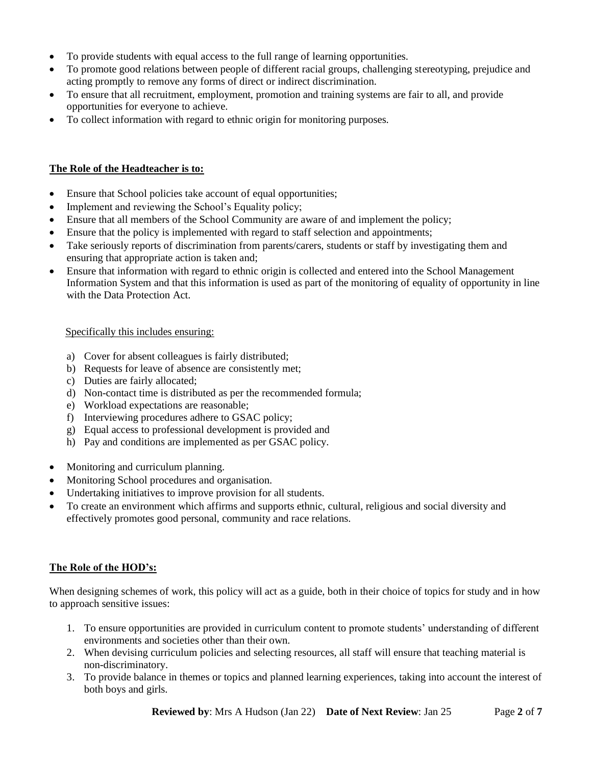- To provide students with equal access to the full range of learning opportunities.
- To promote good relations between people of different racial groups, challenging stereotyping, prejudice and acting promptly to remove any forms of direct or indirect discrimination.
- To ensure that all recruitment, employment, promotion and training systems are fair to all, and provide opportunities for everyone to achieve.
- To collect information with regard to ethnic origin for monitoring purposes.

## The Role of the Headteacher is to:

- Ensure that School policies take account of equal opportunities;
- Implement and reviewing the School's Equality policy;
- Ensure that all members of the School Community are aware of and implement the policy;
- Ensure that the policy is implemented with regard to staff selection and appointments;
- Take seriously reports of discrimination from parents/carers, students or staff by investigating them and ensuring that appropriate action is taken and;
- Ensure that information with regard to ethnic origin is collected and entered into the School Management Information System and that this information is used as part of the monitoring of equality of opportunity in line with the Data Protection Act.

Specifically this includes ensuring:

a) Cover for absent colleagues is fairly distributed;
b) Requests for leave of absence are consistently met;
c) Duties are fairly allocated;
d) Non-contact time is distributed as per the recommended formula;
e) Workload expectations are reasonable;
f) Interviewing procedures adhere to GSAC policy;
g) Equal access to professional development is provided and
h) Pay and conditions are implemented as per GSAC policy.

- Monitoring and curriculum planning.
- Monitoring School procedures and organisation.
- Undertaking initiatives to improve provision for all students.
- To create an environment which affirms and supports ethnic, cultural, religious and social diversity and effectively promotes good personal, community and race relations.

## The Role of the HOD's:

When designing schemes of work, this policy will act as a guide, both in their choice of topics for study and in how to approach sensitive issues:

1. To ensure opportunities are provided in curriculum content to promote students' understanding of different environments and societies other than their own.
2. When devising curriculum policies and selecting resources, all staff will ensure that teaching material is non-discriminatory.
3. To provide balance in themes or topics and planned learning experiences, taking into account the interest of both boys and girls.

**Reviewed by**: Mrs A Hudson (Jan 22) **Date of Next Review**: Jan 25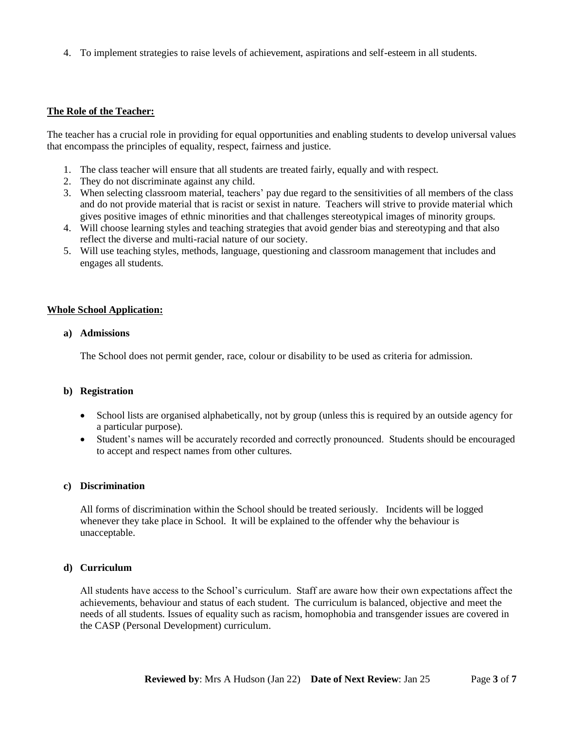4. To implement strategies to raise levels of achievement, aspirations and self-esteem in all students.

## **The Role of the Teacher:**

The teacher has a crucial role in providing for equal opportunities and enabling students to develop universal values that encompass the principles of equality, respect, fairness and justice.

1. The class teacher will ensure that all students are treated fairly, equally and with respect.
2. They do not discriminate against any child.
3. When selecting classroom material, teachers' pay due regard to the sensitivities of all members of the class and do not provide material that is racist or sexist in nature. Teachers will strive to provide material which gives positive images of ethnic minorities and that challenges stereotypical images of minority groups.
4. Will choose learning styles and teaching strategies that avoid gender bias and stereotyping and that also reflect the diverse and multi-racial nature of our society.
5. Will use teaching styles, methods, language, questioning and classroom management that includes and engages all students.

## **Whole School Application:**

### a) Admissions

The School does not permit gender, race, colour or disability to be used as criteria for admission.

### b) Registration

- School lists are organised alphabetically, not by group (unless this is required by an outside agency for a particular purpose).
- Student's names will be accurately recorded and correctly pronounced. Students should be encouraged to accept and respect names from other cultures.

### c) Discrimination

All forms of discrimination within the School should be treated seriously. Incidents will be logged whenever they take place in School. It will be explained to the offender why the behaviour is unacceptable.

### d) Curriculum

All students have access to the School's curriculum. Staff are aware how their own expectations affect the achievements, behaviour and status of each student. The curriculum is balanced, objective and meet the needs of all students. Issues of equality such as racism, homophobia and transgender issues are covered in the CASP (Personal Development) curriculum.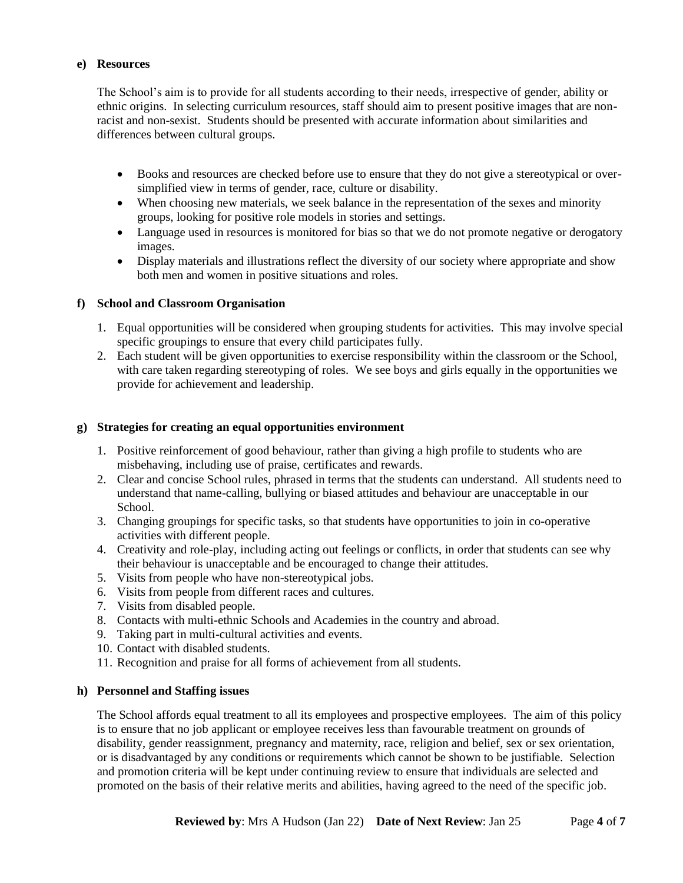**e) Resources**

The School's aim is to provide for all students according to their needs, irrespective of gender, ability or ethnic origins. In selecting curriculum resources, staff should aim to present positive images that are non-racist and non-sexist. Students should be presented with accurate information about similarities and differences between cultural groups.

- Books and resources are checked before use to ensure that they do not give a stereotypical or over-simplified view in terms of gender, race, culture or disability.
- When choosing new materials, we seek balance in the representation of the sexes and minority groups, looking for positive role models in stories and settings.
- Language used in resources is monitored for bias so that we do not promote negative or derogatory images.
- Display materials and illustrations reflect the diversity of our society where appropriate and show both men and women in positive situations and roles.

**f) School and Classroom Organisation**

1. Equal opportunities will be considered when grouping students for activities. This may involve special specific groupings to ensure that every child participates fully.
2. Each student will be given opportunities to exercise responsibility within the classroom or the School, with care taken regarding stereotyping of roles. We see boys and girls equally in the opportunities we provide for achievement and leadership.

**g) Strategies for creating an equal opportunities environment**

1. Positive reinforcement of good behaviour, rather than giving a high profile to students who are misbehaving, including use of praise, certificates and rewards.
2. Clear and concise School rules, phrased in terms that the students can understand. All students need to understand that name-calling, bullying or biased attitudes and behaviour are unacceptable in our School.
3. Changing groupings for specific tasks, so that students have opportunities to join in co-operative activities with different people.
4. Creativity and role-play, including acting out feelings or conflicts, in order that students can see why their behaviour is unacceptable and be encouraged to change their attitudes.
5. Visits from people who have non-stereotypical jobs.
6. Visits from people from different races and cultures.
7. Visits from disabled people.
8. Contacts with multi-ethnic Schools and Academies in the country and abroad.
9. Taking part in multi-cultural activities and events.
10. Contact with disabled students.
11. Recognition and praise for all forms of achievement from all students.

**h) Personnel and Staffing issues**

The School affords equal treatment to all its employees and prospective employees. The aim of this policy is to ensure that no job applicant or employee receives less than favourable treatment on grounds of disability, gender reassignment, pregnancy and maternity, race, religion and belief, sex or sex orientation, or is disadvantaged by any conditions or requirements which cannot be shown to be justifiable. Selection and promotion criteria will be kept under continuing review to ensure that individuals are selected and promoted on the basis of their relative merits and abilities, having agreed to the need of the specific job.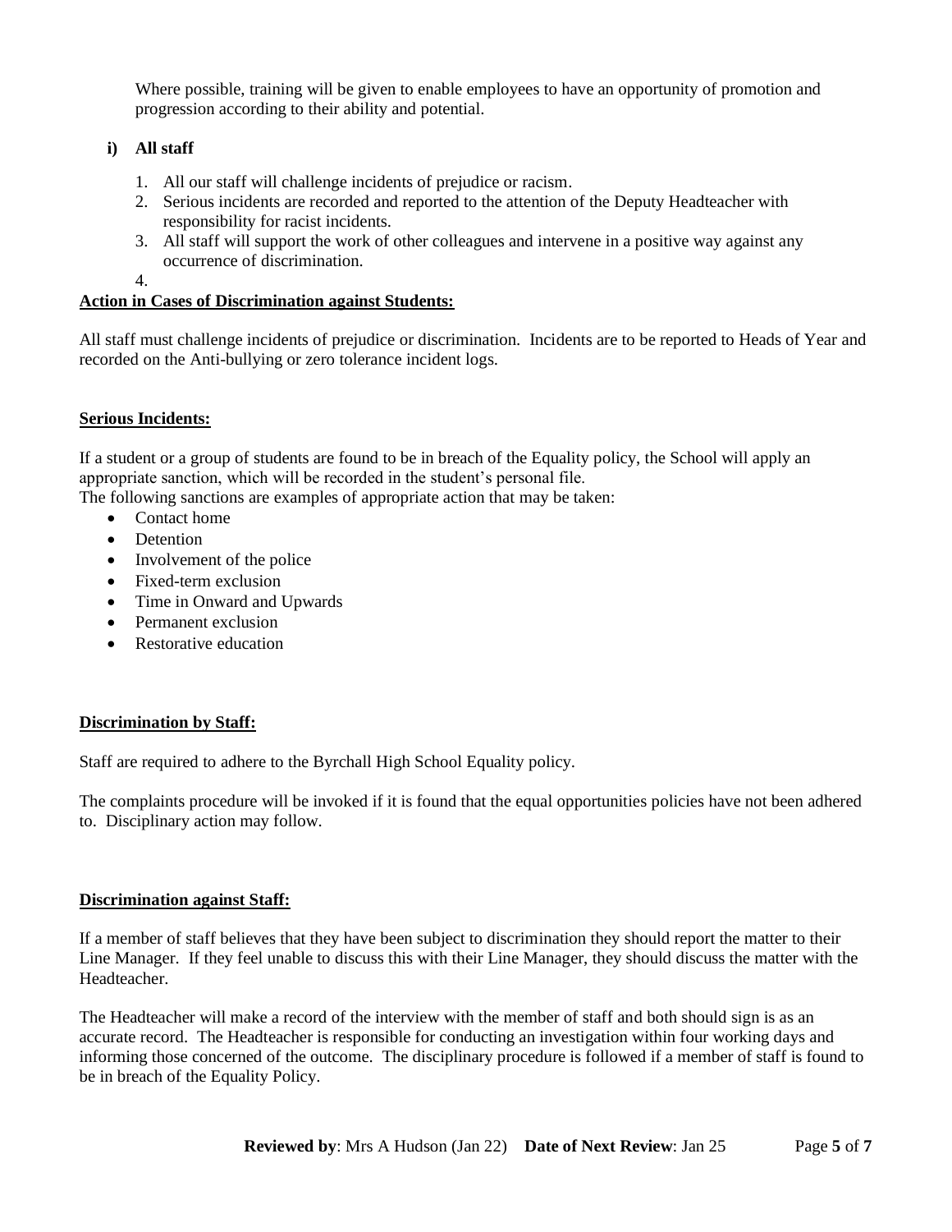Where possible, training will be given to enable employees to have an opportunity of promotion and progression according to their ability and potential.

**i) All staff**

1. All our staff will challenge incidents of prejudice or racism.
2. Serious incidents are recorded and reported to the attention of the Deputy Headteacher with responsibility for racist incidents.
3. All staff will support the work of other colleagues and intervene in a positive way against any occurrence of discrimination.
4.

**Action in Cases of Discrimination against Students:**

All staff must challenge incidents of prejudice or discrimination. Incidents are to be reported to Heads of Year and recorded on the Anti-bullying or zero tolerance incident logs.

**Serious Incidents:**

If a student or a group of students are found to be in breach of the Equality policy, the School will apply an appropriate sanction, which will be recorded in the student's personal file.
The following sanctions are examples of appropriate action that may be taken:

- Contact home
- Detention
- Involvement of the police
- Fixed-term exclusion
- Time in Onward and Upwards
- Permanent exclusion
- Restorative education

**Discrimination by Staff:**

Staff are required to adhere to the Byrchall High School Equality policy.

The complaints procedure will be invoked if it is found that the equal opportunities policies have not been adhered to. Disciplinary action may follow.

**Discrimination against Staff:**

If a member of staff believes that they have been subject to discrimination they should report the matter to their Line Manager. If they feel unable to discuss this with their Line Manager, they should discuss the matter with the Headteacher.

The Headteacher will make a record of the interview with the member of staff and both should sign is as an accurate record. The Headteacher is responsible for conducting an investigation within four working days and informing those concerned of the outcome. The disciplinary procedure is followed if a member of staff is found to be in breach of the Equality Policy.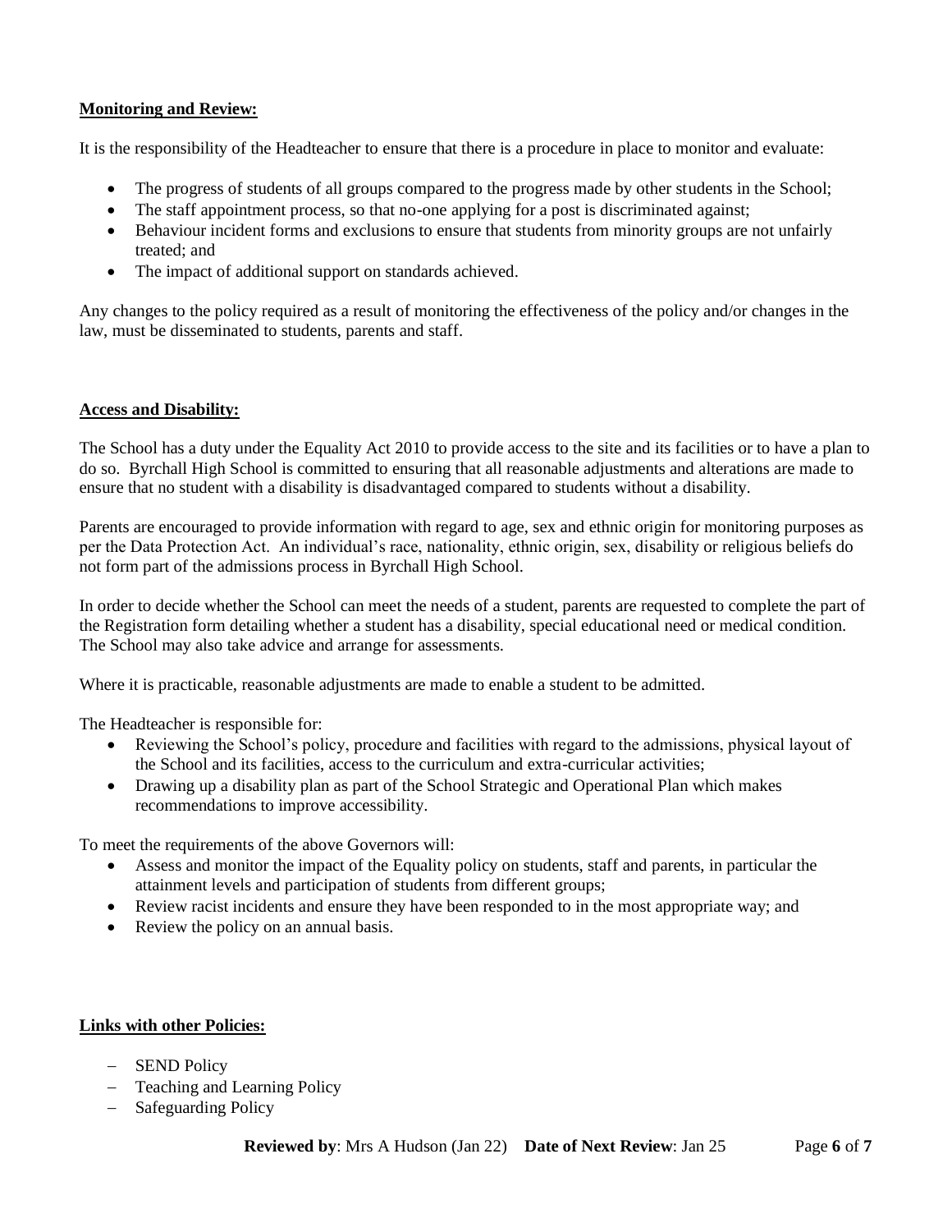**Monitoring and Review:**

It is the responsibility of the Headteacher to ensure that there is a procedure in place to monitor and evaluate:

- The progress of students of all groups compared to the progress made by other students in the School;
- The staff appointment process, so that no-one applying for a post is discriminated against;
- Behaviour incident forms and exclusions to ensure that students from minority groups are not unfairly treated; and
- The impact of additional support on standards achieved.

Any changes to the policy required as a result of monitoring the effectiveness of the policy and/or changes in the law, must be disseminated to students, parents and staff.

**Access and Disability:**

The School has a duty under the Equality Act 2010 to provide access to the site and its facilities or to have a plan to do so. Byrchall High School is committed to ensuring that all reasonable adjustments and alterations are made to ensure that no student with a disability is disadvantaged compared to students without a disability.

Parents are encouraged to provide information with regard to age, sex and ethnic origin for monitoring purposes as per the Data Protection Act. An individual's race, nationality, ethnic origin, sex, disability or religious beliefs do not form part of the admissions process in Byrchall High School.

In order to decide whether the School can meet the needs of a student, parents are requested to complete the part of the Registration form detailing whether a student has a disability, special educational need or medical condition. The School may also take advice and arrange for assessments.

Where it is practicable, reasonable adjustments are made to enable a student to be admitted.

The Headteacher is responsible for:

- Reviewing the School's policy, procedure and facilities with regard to the admissions, physical layout of the School and its facilities, access to the curriculum and extra-curricular activities;
- Drawing up a disability plan as part of the School Strategic and Operational Plan which makes recommendations to improve accessibility.

To meet the requirements of the above Governors will:

- Assess and monitor the impact of the Equality policy on students, staff and parents, in particular the attainment levels and participation of students from different groups;
- Review racist incidents and ensure they have been responded to in the most appropriate way; and
- Review the policy on an annual basis.

**Links with other Policies:**

- SEND Policy
- Teaching and Learning Policy
- Safeguarding Policy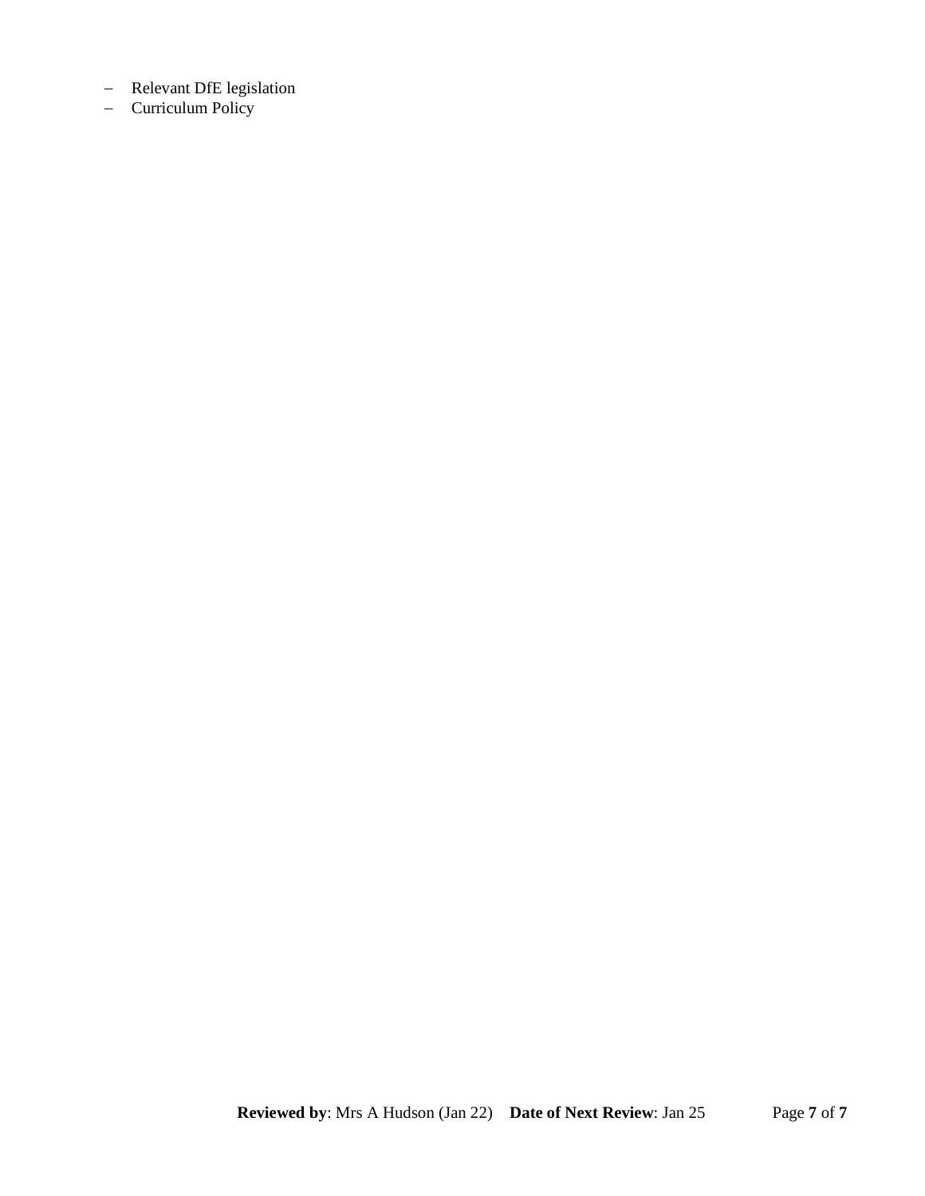- Relevant DfE legislation
- Curriculum Policy